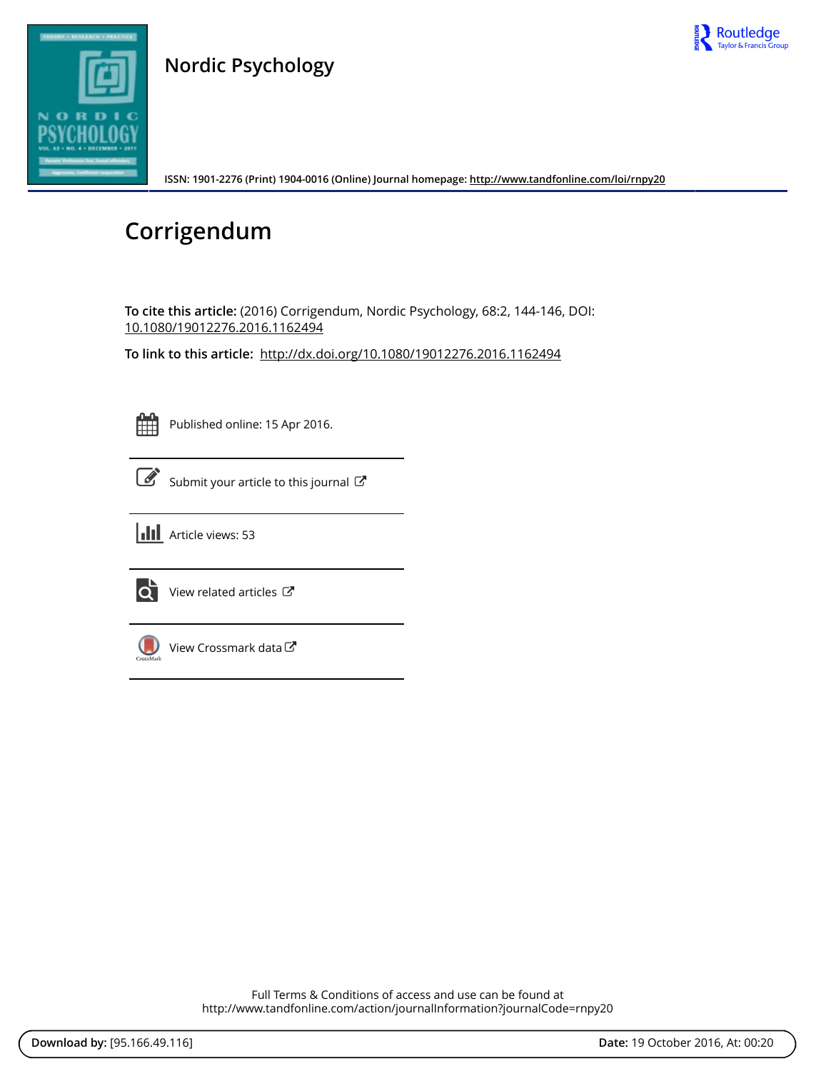Nordic Psychology

ISSN: 1901-2276 (Print) 1904-0016 (Online) Journal homepage: http://www.tandfonline.com/loi/rnpy20

# Corrigendum

**To cite this article:** (2016) Corrigendum, Nordic Psychology, 68:2, 144-146, DOI: 10.1080/19012276.2016.1162494

**To link to this article:** http://dx.doi.org/10.1080/19012276.2016.1162494

Published online: 15 Apr 2016.

Submit your article to this journal

Article views: 53

View related articles

View Crossmark data

Full Terms & Conditions of access and use can be found at
http://www.tandfonline.com/action/journalInformation?journalCode=rnpy20

**Download by:** [95.166.49.116] **Date:** 19 October 2016, At: 00:20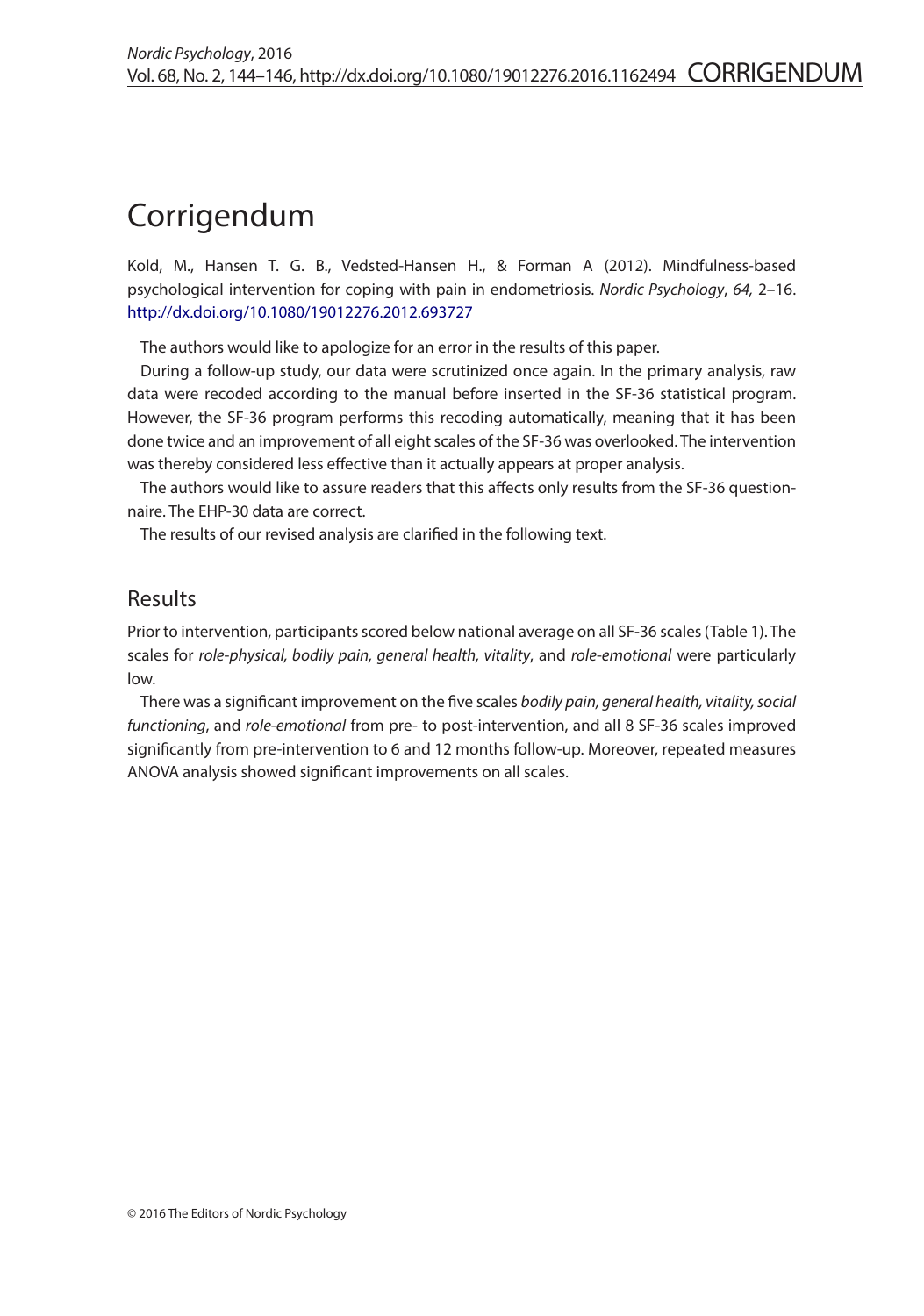# Corrigendum

Kold, M., Hansen T. G. B., Vedsted-Hansen H., & Forman A (2012). Mindfulness-based psychological intervention for coping with pain in endometriosis. *Nordic Psychology*, *64*, 2–16. http://dx.doi.org/10.1080/19012276.2012.693727

The authors would like to apologize for an error in the results of this paper.

During a follow-up study, our data were scrutinized once again. In the primary analysis, raw data were recoded according to the manual before inserted in the SF-36 statistical program. However, the SF-36 program performs this recoding automatically, meaning that it has been done twice and an improvement of all eight scales of the SF-36 was overlooked. The intervention was thereby considered less effective than it actually appears at proper analysis.

The authors would like to assure readers that this affects only results from the SF-36 questionnaire. The EHP-30 data are correct.

The results of our revised analysis are clarified in the following text.

## Results

Prior to intervention, participants scored below national average on all SF-36 scales (Table 1). The scales for *role-physical, bodily pain, general health, vitality*, and *role-emotional* were particularly low.

There was a significant improvement on the five scales *bodily pain, general health, vitality, social functioning*, and *role-emotional* from pre- to post-intervention, and all 8 SF-36 scales improved significantly from pre-intervention to 6 and 12 months follow-up. Moreover, repeated measures ANOVA analysis showed significant improvements on all scales.

© 2016 The Editors of Nordic Psychology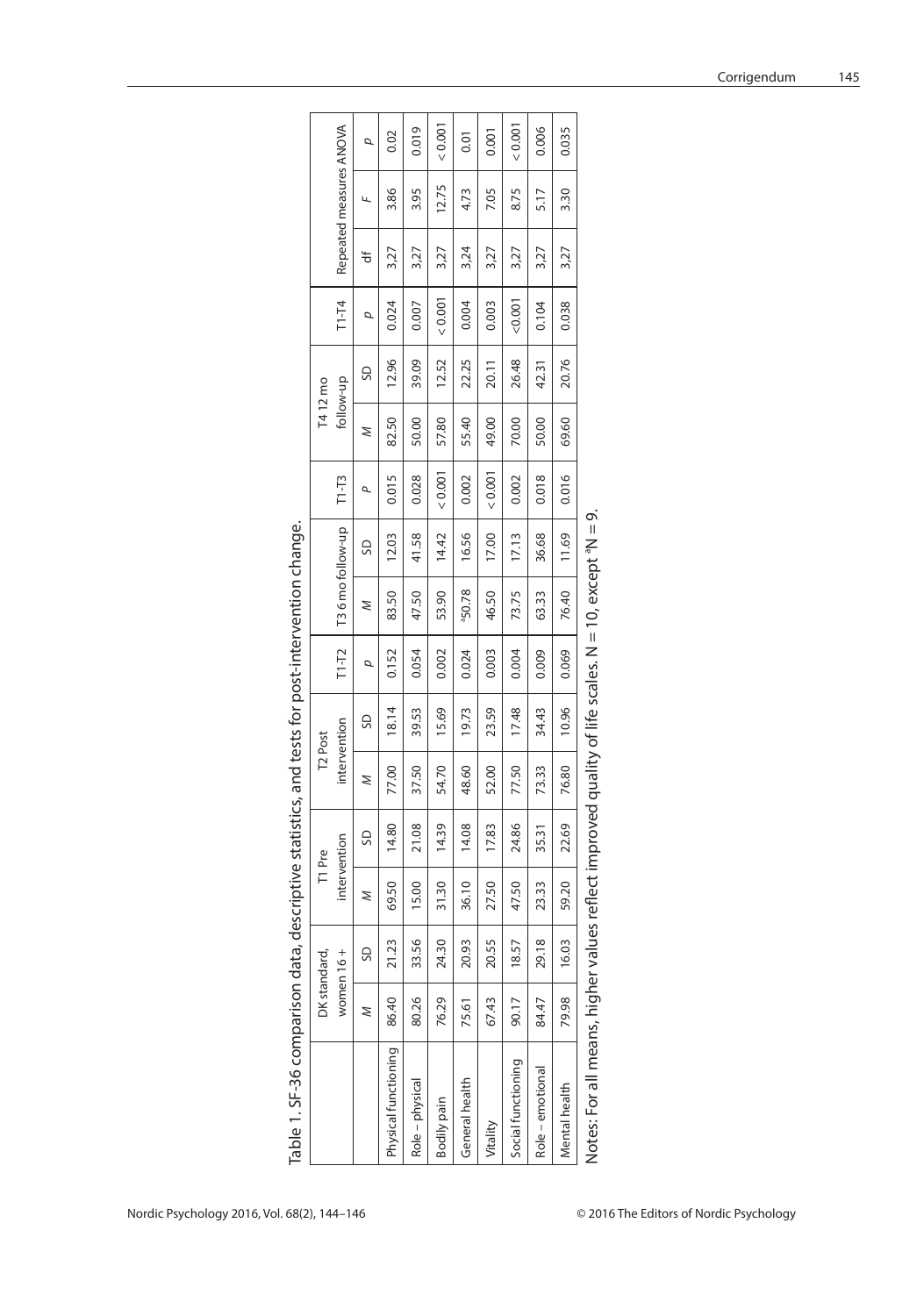Table 1. SF-36 comparison data, descriptive statistics, and tests for post-intervention change.

| | DK standard, women 16 + | | T1 Pre intervention | | T2 Post intervention | | T1-T2 | T3 6 mo follow-up | | T1-T3 | T4 12 mo follow-up | | T1-T4 | Repeated measures ANOVA | | |
|---|---|---|---|---|---|---|---|---|---|---|---|---|---|---|---|---|
| | *M* | SD | *M* | SD | *M* | SD | *p* | *M* | SD | *p* | *M* | SD | *p* | df | *F* | *p* |
| Physical functioning | 86.40 | 21.23 | 69.50 | 14.80 | 77.00 | 18.14 | 0.152 | 83.50 | 12.03 | 0.015 | 82.50 | 12.96 | 0.024 | 3,27 | 3.86 | 0.02 |
| Role – physical | 80.26 | 33.56 | 15.00 | 21.08 | 37.50 | 39.53 | 0.054 | 47.50 | 41.58 | 0.028 | 50.00 | 39.09 | 0.007 | 3,27 | 3.95 | 0.019 |
| Bodily pain | 76.29 | 24.30 | 31.30 | 14.39 | 54.70 | 15.69 | 0.002 | 53.90 | 14.42 | < 0.001 | 57.80 | 12.52 | < 0.001 | 3,27 | 12.75 | < 0.001 |
| General health | 75.61 | 20.93 | 36.10 | 14.08 | 48.60 | 19.73 | 0.024 | [a]50.78 | 16.56 | 0.002 | 55.40 | 22.25 | 0.004 | 3,24 | 4.73 | 0.01 |
| Vitality | 67.43 | 20.55 | 27.50 | 17.83 | 52.00 | 23.59 | 0.003 | 46.50 | 17.00 | < 0.001 | 49.00 | 20.11 | 0.003 | 3,27 | 7.05 | 0.001 |
| Social functioning | 90.17 | 18.57 | 47.50 | 24.86 | 77.50 | 17.48 | 0.004 | 73.75 | 17.13 | 0.002 | 70.00 | 26.48 | <0.001 | 3,27 | 8.75 | < 0.001 |
| Role – emotional | 84.47 | 29.18 | 23.33 | 35.31 | 73.33 | 34.43 | 0.009 | 63.33 | 36.68 | 0.018 | 50.00 | 42.31 | 0.104 | 3,27 | 5.17 | 0.006 |
| Mental health | 79.98 | 16.03 | 59.20 | 22.69 | 76.80 | 10.96 | 0.069 | 76.40 | 11.69 | 0.016 | 69.60 | 20.76 | 0.038 | 3,27 | 3.30 | 0.035 |

Notes: For all means, higher values reflect improved quality of life scales. N = 10, except [a]N = 9.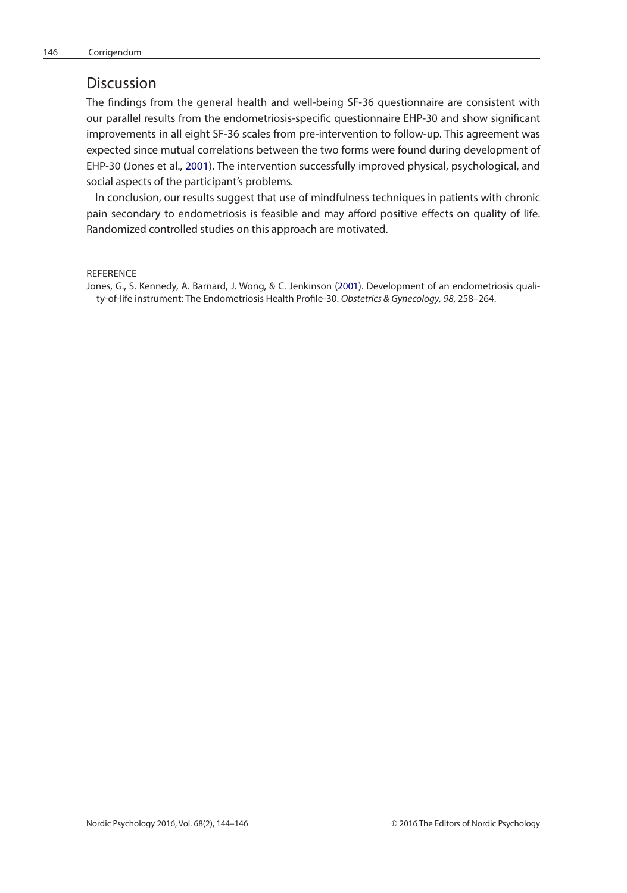## Discussion

The findings from the general health and well-being SF-36 questionnaire are consistent with our parallel results from the endometriosis-specific questionnaire EHP-30 and show significant improvements in all eight SF-36 scales from pre-intervention to follow-up. This agreement was expected since mutual correlations between the two forms were found during development of EHP-30 (Jones et al., 2001). The intervention successfully improved physical, psychological, and social aspects of the participant's problems.

In conclusion, our results suggest that use of mindfulness techniques in patients with chronic pain secondary to endometriosis is feasible and may afford positive effects on quality of life. Randomized controlled studies on this approach are motivated.

REFERENCE

Jones, G., S. Kennedy, A. Barnard, J. Wong, & C. Jenkinson (2001). Development of an endometriosis quality-of-life instrument: The Endometriosis Health Profile-30. *Obstetrics & Gynecology, 98*, 258–264.